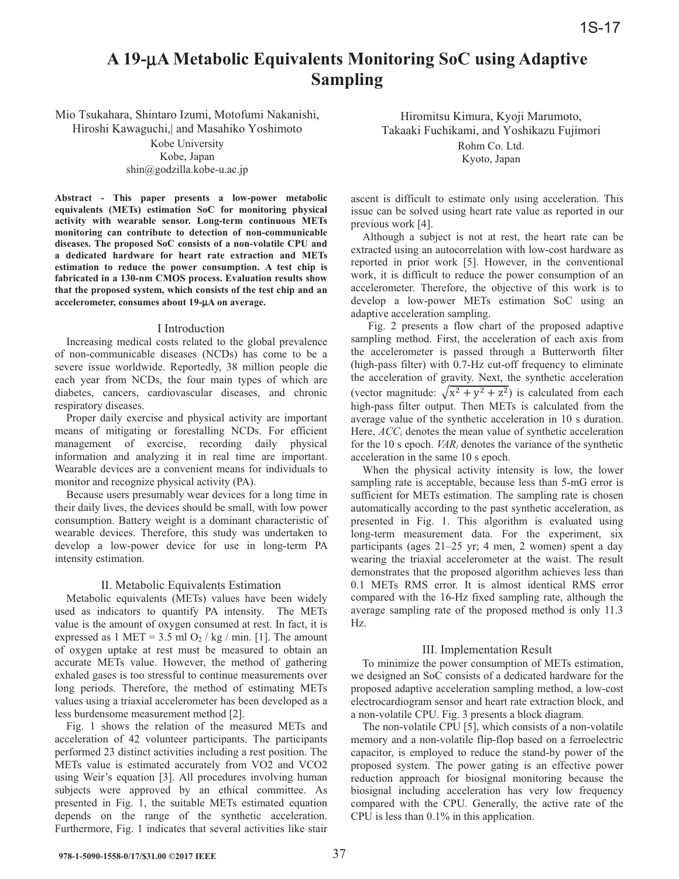# A 19-μA Metabolic Equivalents Monitoring SoC using Adaptive Sampling

Mio Tsukahara, Shintaro Izumi, Motofumi Nakanishi, Hiroshi Kawaguchi,| and Masahiko Yoshimoto
Kobe University
Kobe, Japan
shin@godzilla.kobe-u.ac.jp

Hiromitsu Kimura, Kyoji Marumoto, Takaaki Fuchikami, and Yoshikazu Fujimori
Rohm Co. Ltd.
Kyoto, Japan

**Abstract - This paper presents a low-power metabolic equivalents (METs) estimation SoC for monitoring physical activity with wearable sensor. Long-term continuous METs monitoring can contribute to detection of non-communicable diseases. The proposed SoC consists of a non-volatile CPU and a dedicated hardware for heart rate extraction and METs estimation to reduce the power consumption. A test chip is fabricated in a 130-nm CMOS process. Evaluation results show that the proposed system, which consists of the test chip and an accelerometer, consumes about 19-μA on average.**

## I Introduction

Increasing medical costs related to the global prevalence of non-communicable diseases (NCDs) has come to be a severe issue worldwide. Reportedly, 38 million people die each year from NCDs, the four main types of which are diabetes, cancers, cardiovascular diseases, and chronic respiratory diseases.

Proper daily exercise and physical activity are important means of mitigating or forestalling NCDs. For efficient management of exercise, recording daily physical information and analyzing it in real time are important. Wearable devices are a convenient means for individuals to monitor and recognize physical activity (PA).

Because users presumably wear devices for a long time in their daily lives, the devices should be small, with low power consumption. Battery weight is a dominant characteristic of wearable devices. Therefore, this study was undertaken to develop a low-power device for use in long-term PA intensity estimation.

## II. Metabolic Equivalents Estimation

Metabolic equivalents (METs) values have been widely used as indicators to quantify PA intensity. The METs value is the amount of oxygen consumed at rest. In fact, it is expressed as 1 MET = 3.5 ml $O_2$ / kg / min. [1]. The amount of oxygen uptake at rest must be measured to obtain an accurate METs value. However, the method of gathering exhaled gases is too stressful to continue measurements over long periods. Therefore, the method of estimating METs values using a triaxial accelerometer has been developed as a less burdensome measurement method [2].

Fig. 1 shows the relation of the measured METs and acceleration of 42 volunteer participants. The participants performed 23 distinct activities including a rest position. The METs value is estimated accurately from VO2 and VCO2 using Weir's equation [3]. All procedures involving human subjects were approved by an ethical committee. As presented in Fig. 1, the suitable METs estimated equation depends on the range of the synthetic acceleration. Furthermore, Fig. 1 indicates that several activities like stair ascent is difficult to estimate only using acceleration. This issue can be solved using heart rate value as reported in our previous work [4].

Although a subject is not at rest, the heart rate can be extracted using an autocorrelation with low-cost hardware as reported in prior work [5]. However, in the conventional work, it is difficult to reduce the power consumption of an accelerometer. Therefore, the objective of this work is to develop a low-power METs estimation SoC using an adaptive acceleration sampling.

Fig. 2 presents a flow chart of the proposed adaptive sampling method. First, the acceleration of each axis from the accelerometer is passed through a Butterworth filter (high-pass filter) with 0.7-Hz cut-off frequency to eliminate the acceleration of gravity. Next, the synthetic acceleration (vector magnitude: $\sqrt{x^2 + y^2 + z^2}$) is calculated from each high-pass filter output. Then METs is calculated from the average value of the synthetic acceleration in 10 s duration. Here, $ACC_i$ denotes the mean value of synthetic acceleration for the 10 s epoch. $VAR_i$ denotes the variance of the synthetic acceleration in the same 10 s epoch.

When the physical activity intensity is low, the lower sampling rate is acceptable, because less than 5-mG error is sufficient for METs estimation. The sampling rate is chosen automatically according to the past synthetic acceleration, as presented in Fig. 1. This algorithm is evaluated using long-term measurement data. For the experiment, six participants (ages 21–25 yr; 4 men, 2 women) spent a day wearing the triaxial accelerometer at the waist. The result demonstrates that the proposed algorithm achieves less than 0.1 METs RMS error. It is almost identical RMS error compared with the 16-Hz fixed sampling rate, although the average sampling rate of the proposed method is only 11.3 Hz.

## III. Implementation Result

To minimize the power consumption of METs estimation, we designed an SoC consists of a dedicated hardware for the proposed adaptive acceleration sampling method, a low-cost electrocardiogram sensor and heart rate extraction block, and a non-volatile CPU. Fig. 3 presents a block diagram.

The non-volatile CPU [5], which consists of a non-volatile memory and a non-volatile flip-flop based on a ferroelectric capacitor, is employed to reduce the stand-by power of the proposed system. The power gating is an effective power reduction approach for biosignal monitoring because the biosignal including acceleration has very low frequency compared with the CPU. Generally, the active rate of the CPU is less than 0.1% in this application.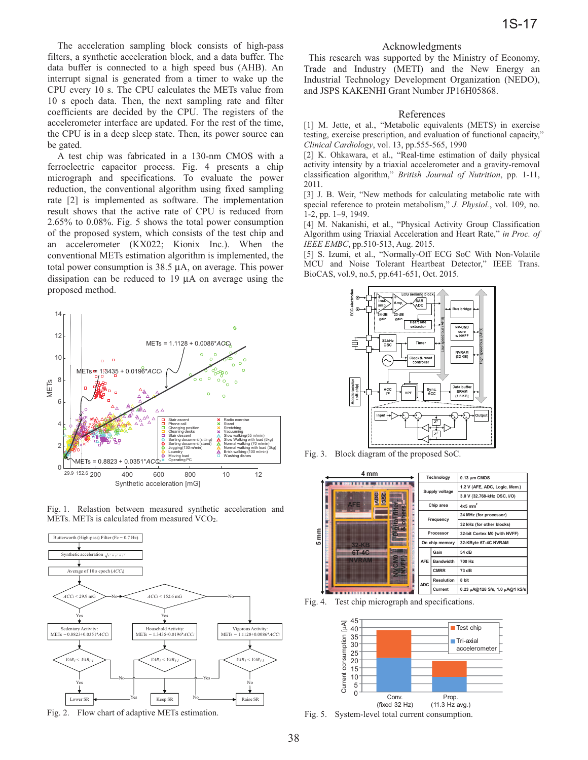The acceleration sampling block consists of high-pass filters, a synthetic acceleration block, and a data buffer. The data buffer is connected to a high speed bus (AHB). An interrupt signal is generated from a timer to wake up the CPU every 10 s. The CPU calculates the METs value from 10 s epoch data. Then, the next sampling rate and filter coefficients are decided by the CPU. The registers of the accelerometer interface are updated. For the rest of the time, the CPU is in a deep sleep state. Then, its power source can be gated.

A test chip was fabricated in a 130-nm CMOS with a ferroelectric capacitor process. Fig. 4 presents a chip micrograph and specifications. To evaluate the power reduction, the conventional algorithm using fixed sampling rate [2] is implemented as software. The implementation result shows that the active rate of CPU is reduced from 2.65% to 0.08%. Fig. 5 shows the total power consumption of the proposed system, which consists of the test chip and an accelerometer (KX022; Kionix Inc.). When the conventional METs estimation algorithm is implemented, the total power consumption is 38.5 µA, on average. This power dissipation can be reduced to 19 µA on average using the proposed method.

METs = 1.1128 + 0.0086*$ACC_i$
METs = 1.3435 + 0.0196*$ACC_i$
METs = 0.8823 + 0.0351*$ACC_i$
METs
Synthetic acceleration [mG]
Stair ascent, Phone call, Changing position, Cleaning desks, Stair descent, Sorting document (sitting), Sorting document (stand), Jogging(130 m/min), Laundry, Moving load, Operating PC, Radio exercise, Stand, Stretching, Vacuuming, Slow walking(55 m/min), Slow Walking with load (5kg), Normal walking (70 m/min), Normal walking with load (3kg), Brisk walking (100 m/min), Washing dishes

Fig. 1. Relation between measured synthetic acceleration and METs. METs is calculated from measured $VCO_2$.

Butterworth (High-pass) Filter (Fc = 0.7 Hz)
Synthetic acceleration $\sqrt{x^2+y^2+z^2}$
Average of 10 s epoch ($ACC_i$)
$ACC_i$ < 29.9 mG
$ACC_i$ < 152.6 mG
Sedentary Activity : METs = 0.8823+0.0351*$ACC_i$
Household Activity: METs = 1.3435+0.0196*$ACC_i$
Vigorous Activity : METs = 1.1128+0.0086*$ACC_i$
$VAR_i < VAR_{i-1}$
Lower SR
Keep SR
Raise SR

Fig. 2. Flow chart of adaptive METs estimation.

## Acknowledgments

This research was supported by the Ministry of Economy, Trade and Industry (METI) and the New Energy an Industrial Technology Development Organization (NEDO), and JSPS KAKENHI Grant Number JP16H05868.

## References

[1] M. Jette, et al., "Metabolic equivalents (METS) in exercise testing, exercise prescription, and evaluation of functional capacity," *Clinical Cardiology*, vol. 13, pp.555-565, 1990

[2] K. Ohkawara, et al., "Real-time estimation of daily physical activity intensity by a triaxial accelerometer and a gravity-removal classification algorithm," *British Journal of Nutrition*, pp. 1-11, 2011.

[3] J. B. Weir, "New methods for calculating metabolic rate with special reference to protein metabolism," *J. Physiol.*, vol. 109, no. 1-2, pp. 1–9, 1949.

[4] M. Nakanishi, et al., "Physical Activity Group Classification Algorithm using Triaxial Acceleration and Heart Rate," *in Proc. of IEEE EMBC*, pp.510-513, Aug. 2015.

[5] S. Izumi, et al., "Normally-Off ECG SoC With Non-Volatile MCU and Noise Tolerant Heartbeat Detector," IEEE Trans. BioCAS, vol.9, no.5, pp.641-651, Oct. 2015.

Fig. 3. Block diagram of the proposed SoC.

| Technology | | 0.13 µm CMOS |
|---|---|---|
| Supply voltage | | 1.2 V (AFE, ADC, Logic, Mem.) |
| | | 3.0 V (32.768-kHz OSC, I/O) |
| Chip area | | 4x5 mm² |
| Frequency | | 24 MHz (for processor) |
| | | 32 kHz (for other blocks) |
| Processor | | 32-bit Cortex M0 (with NVFF) |
| On chip memory | | 32-KByte 6T-4C NVRAM |
| AFE | Gain | 54 dB |
| | Bandwidth | 700 Hz |
| | CMRR | 73 dB |
| ADC | Resolution | 8 bit |
| | Current | 0.23 µA@128 S/s, 1.0 µA@1 kS/s |

Fig. 4. Test chip micrograph and specifications.

Current consumption [µA]
Test chip
Tri-axial accelerometer
Conv. (fixed 32 Hz)
Prop. (11.3 Hz avg.)

Fig. 5. System-level total current consumption.